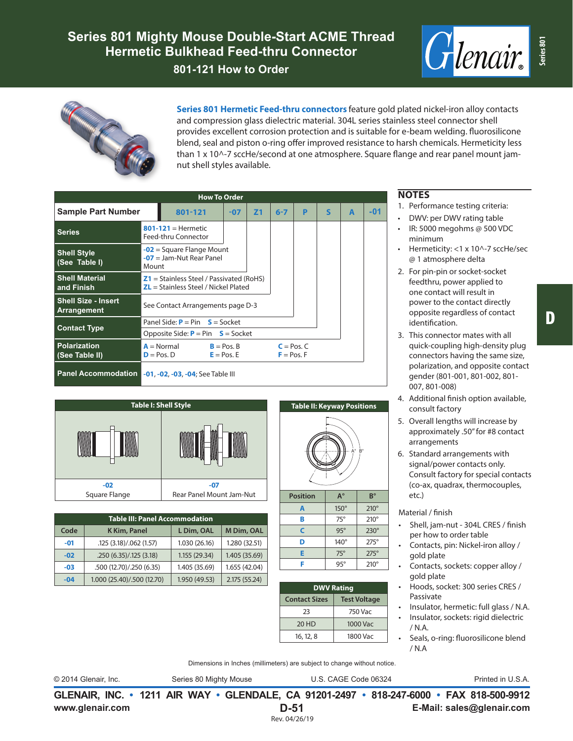# Series 801 Mighty Mouse Double-Start ACME Thread Hermetic Bulkhead Feed-thru Connector

## 801-121 How to Order

**Series 801 Hermetic Feed-thru connectors** feature gold plated nickel-iron alloy contacts and compression glass dielectric material. 304L series stainless steel connector shell provides excellent corrosion protection and is suitable for e-beam welding. fluorosilicone blend, seal and piston o-ring offer improved resistance to harsh chemicals. Hermeticity less than 1 x 10^-7 sccHe/second at one atmosphere. Square flange and rear panel mount jam-nut shell styles available.

### How To Order

| Sample Part Number | 801-121 | -07 | Z1 | 6-7 | P | S | A | -01 |
|---|---|---|---|---|---|---|---|---|
| **Series** | **801-121** = Hermetic Feed-thru Connector | | | | | | | |
| **Shell Style (See Table I)** | | **-02** = Square Flange Mount; **-07** = Jam-Nut Rear Panel Mount | | | | | | |
| **Shell Material and Finish** | | | **Z1** = Stainless Steel / Passivated (RoHS); **ZL** = Stainless Steel / Nickel Plated | | | | | |
| **Shell Size - Insert Arrangement** | | | | See Contact Arrangements page D-3 | | | | |
| **Contact Type** | | | | | Panel Side: **P** = Pin **S** = Socket | Opposite Side: **P** = Pin **S** = Socket | | |
| **Polarization (See Table II)** | | | | | | | **A** = Normal, **B** = Pos. B, **C** = Pos. C, **D** = Pos. D, **E** = Pos. E, **F** = Pos. F | |
| **Panel Accommodation** | | | | | | | | **-01**, **-02**, **-03**, **-04**; See Table III |

### Table I: Shell Style

| -02 | -07 |
|---|---|
| Square Flange | Rear Panel Mount Jam-Nut |

### Table II: Keyway Positions

| Position | A° | B° |
|---|---|---|
| A | 150° | 210° |
| B | 75° | 210° |
| C | 95° | 230° |
| D | 140° | 275° |
| E | 75° | 275° |
| F | 95° | 210° |

### Table III: Panel Accommodation

| Code | K Kim, Panel | L Dim, OAL | M Dim, OAL |
|---|---|---|---|
| -01 | .125 (3.18)/.062 (1.57) | 1.030 (26.16) | 1.280 (32.51) |
| -02 | .250 (6.35)/.125 (3.18) | 1.155 (29.34) | 1.405 (35.69) |
| -03 | .500 (12.70)/.250 (6.35) | 1.405 (35.69) | 1.655 (42.04) |
| -04 | 1.000 (25.40)/.500 (12.70) | 1.950 (49.53) | 2.175 (55.24) |

### DWV Rating

| Contact Sizes | Test Voltage |
|---|---|
| 23 | 750 Vac |
| 20 HD | 1000 Vac |
| 16, 12, 8 | 1800 Vac |

## NOTES

1. Performance testing criteria:
   - DWV: per DWV rating table
   - IR: 5000 megohms @ 500 VDC minimum
   - Hermeticity: <1 x 10^-7 sccHe/sec @ 1 atmosphere delta
2. For pin-pin or socket-socket feedthru, power applied to one contact will result in power to the contact directly opposite regardless of contact identification.
3. This connector mates with all quick-coupling high-density plug connectors having the same size, polarization, and opposite contact gender (801-001, 801-002, 801-007, 801-008)
4. Additional finish option available, consult factory
5. Overall lengths will increase by approximately .50" for #8 contact arrangements
6. Standard arrangements with signal/power contacts only. Consult factory for special contacts (co-ax, quadrax, thermocouples, etc.)

Material / finish

- Shell, jam-nut - 304L CRES / finish per how to order table
- Contacts, pin: Nickel-iron alloy / gold plate
- Contacts, sockets: copper alloy / gold plate
- Hoods, socket: 300 series CRES / Passivate
- Insulator, hermetic: full glass / N.A.
- Insulator, sockets: rigid dielectric / N.A.
- Seals, o-ring: fluorosilicone blend / N.A

Dimensions in Inches (millimeters) are subject to change without notice.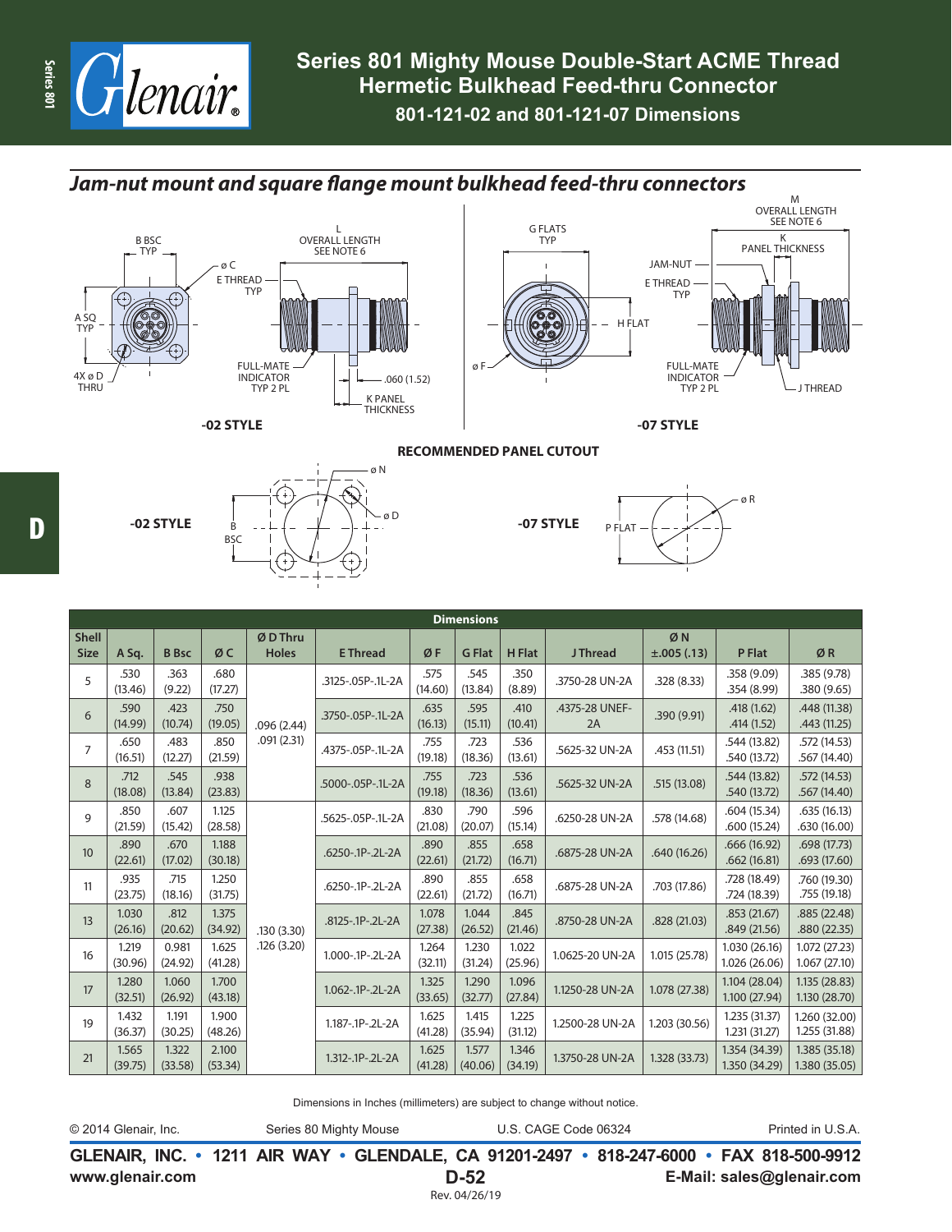# Series 801 Mighty Mouse Double-Start ACME Thread Hermetic Bulkhead Feed-thru Connector

## 801-121-02 and 801-121-07 Dimensions

## *Jam-nut mount and square flange mount bulkhead feed-thru connectors*

B BSC TYP

L OVERALL LENGTH SEE NOTE 6

ø C

E THREAD TYP

A SQ TYP

4X ø D THRU

FULL-MATE INDICATOR TYP 2 PL

.060 (1.52)

K PANEL THICKNESS

**-02 STYLE**

G FLATS TYP

M OVERALL LENGTH SEE NOTE 6

K PANEL THICKNESS

JAM-NUT

E THREAD TYP

H FLAT

ø F

FULL-MATE INDICATOR TYP 2 PL

J THREAD

**-07 STYLE**

**RECOMMENDED PANEL CUTOUT**

**-02 STYLE**

ø N

ø D

B BSC

**-07 STYLE**

ø R

P FLAT

| Dimensions | | | | | | | | | | | | |
|---|---|---|---|---|---|---|---|---|---|---|---|---|
| Shell Size | A Sq. | B Bsc | Ø C | Ø D Thru Holes | E Thread | Ø F | G Flat | H Flat | J Thread | Ø N ±.005 (.13) | P Flat | Ø R |
| 5 | .530 (13.46) | .363 (9.22) | .680 (17.27) | .096 (2.44) .091 (2.31) | .3125-.05P-.1L-2A | .575 (14.60) | .545 (13.84) | .350 (8.89) | .3750-28 UN-2A | .328 (8.33) | .358 (9.09) .354 (8.99) | .385 (9.78) .380 (9.65) |
| 6 | .590 (14.99) | .423 (10.74) | .750 (19.05) | | .3750-.05P-.1L-2A | .635 (16.13) | .595 (15.11) | .410 (10.41) | .4375-28 UNEF-2A | .390 (9.91) | .418 (1.62) .414 (1.52) | .448 (11.38) .443 (11.25) |
| 7 | .650 (16.51) | .483 (12.27) | .850 (21.59) | | .4375-.05P-.1L-2A | .755 (19.18) | .723 (18.36) | .536 (13.61) | .5625-32 UN-2A | .453 (11.51) | .544 (13.82) .540 (13.72) | .572 (14.53) .567 (14.40) |
| 8 | .712 (18.08) | .545 (13.84) | .938 (23.83) | | .5000-.05P-.1L-2A | .755 (19.18) | .723 (18.36) | .536 (13.61) | .5625-32 UN-2A | .515 (13.08) | .544 (13.82) .540 (13.72) | .572 (14.53) .567 (14.40) |
| 9 | .850 (21.59) | .607 (15.42) | 1.125 (28.58) | .130 (3.30) .126 (3.20) | .5625-.05P-.1L-2A | .830 (21.08) | .790 (20.07) | .596 (15.14) | .6250-28 UN-2A | .578 (14.68) | .604 (15.34) .600 (15.24) | .635 (16.13) .630 (16.00) |
| 10 | .890 (22.61) | .670 (17.02) | 1.188 (30.18) | | .6250-.1P-.2L-2A | .890 (22.61) | .855 (21.72) | .658 (16.71) | .6875-28 UN-2A | .640 (16.26) | .666 (16.92) .662 (16.81) | .698 (17.73) .693 (17.60) |
| 11 | .935 (23.75) | .715 (18.16) | 1.250 (31.75) | | .6250-.1P-.2L-2A | .890 (22.61) | .855 (21.72) | .658 (16.71) | .6875-28 UN-2A | .703 (17.86) | .728 (18.49) .724 (18.39) | .760 (19.30) .755 (19.18) |
| 13 | 1.030 (26.16) | .812 (20.62) | 1.375 (34.92) | | .8125-.1P-.2L-2A | 1.078 (27.38) | 1.044 (26.52) | .845 (21.46) | .8750-28 UN-2A | .828 (21.03) | .853 (21.67) .849 (21.56) | .885 (22.48) .880 (22.35) |
| 16 | 1.219 (30.96) | 0.981 (24.92) | 1.625 (41.28) | | 1.000-.1P-.2L-2A | 1.264 (32.11) | 1.230 (31.24) | 1.022 (25.96) | 1.0625-20 UN-2A | 1.015 (25.78) | 1.030 (26.16) 1.026 (26.06) | 1.072 (27.23) 1.067 (27.10) |
| 17 | 1.280 (32.51) | 1.060 (26.92) | 1.700 (43.18) | | 1.062-.1P-.2L-2A | 1.325 (33.65) | 1.290 (32.77) | 1.096 (27.84) | 1.1250-28 UN-2A | 1.078 (27.38) | 1.104 (28.04) 1.100 (27.94) | 1.135 (28.83) 1.130 (28.70) |
| 19 | 1.432 (36.37) | 1.191 (30.25) | 1.900 (48.26) | | 1.187-.1P-.2L-2A | 1.625 (41.28) | 1.415 (35.94) | 1.225 (31.12) | 1.2500-28 UN-2A | 1.203 (30.56) | 1.235 (31.37) 1.231 (31.27) | 1.260 (32.00) 1.255 (31.88) |
| 21 | 1.565 (39.75) | 1.322 (33.58) | 2.100 (53.34) | | 1.312-.1P-.2L-2A | 1.625 (41.28) | 1.577 (40.06) | 1.346 (34.19) | 1.3750-28 UN-2A | 1.328 (33.73) | 1.354 (34.39) 1.350 (34.29) | 1.385 (35.18) 1.380 (35.05) |

Dimensions in Inches (millimeters) are subject to change without notice.

© 2014 Glenair, Inc. | Series 80 Mighty Mouse | U.S. CAGE Code 06324 | Printed in U.S.A.

**GLENAIR, INC. • 1211 AIR WAY • GLENDALE, CA 91201-2497 • 818-247-6000 • FAX 818-500-9912**

**www.glenair.com** | **D-52** | **E-Mail: sales@glenair.com**

Rev. 04/26/19